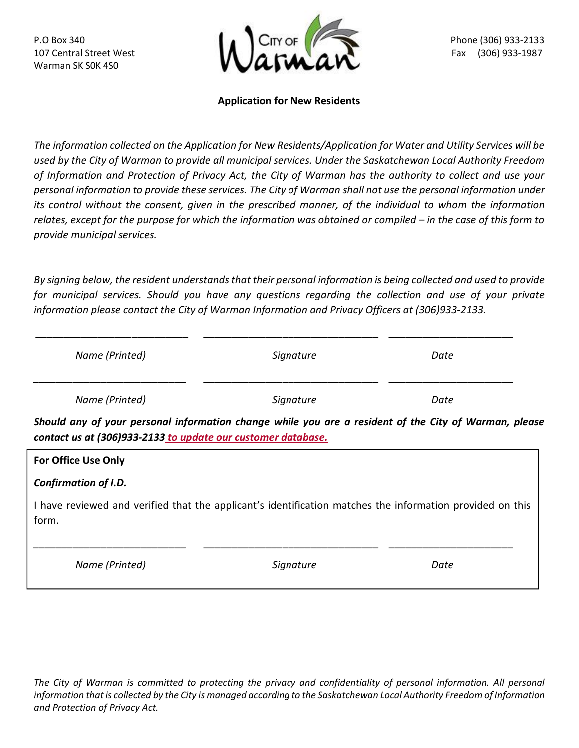P.O Box 340
107 Central Street West
Warman SK S0K 4S0

City of Warman

Phone (306) 933-2133
Fax (306) 933-1987

## Application for New Residents

*The information collected on the Application for New Residents/Application for Water and Utility Services will be used by the City of Warman to provide all municipal services. Under the Saskatchewan Local Authority Freedom of Information and Protection of Privacy Act, the City of Warman has the authority to collect and use your personal information to provide these services. The City of Warman shall not use the personal information under its control without the consent, given in the prescribed manner, of the individual to whom the information relates, except for the purpose for which the information was obtained or compiled – in the case of this form to provide municipal services.*

*By signing below, the resident understands that their personal information is being collected and used to provide for municipal services. Should you have any questions regarding the collection and use of your private information please contact the City of Warman Information and Privacy Officers at (306)933-2133.*

| ___________________________ | ________________________________ | ______________________ |
|---|---|---|
| *Name (Printed)* | *Signature* | *Date* |
| ___________________________ | ________________________________ | ______________________ |
| *Name (Printed)* | *Signature* | *Date* |

***Should any of your personal information change while you are a resident of the City of Warman, please contact us at (306)933-2133 to update our customer database.***

**For Office Use Only**

***Confirmation of I.D.***

I have reviewed and verified that the applicant's identification matches the information provided on this form.

| ___________________________ | ________________________________ | ______________________ |
|---|---|---|
| *Name (Printed)* | *Signature* | *Date* |

*The City of Warman is committed to protecting the privacy and confidentiality of personal information. All personal information that is collected by the City is managed according to the Saskatchewan Local Authority Freedom of Information and Protection of Privacy Act.*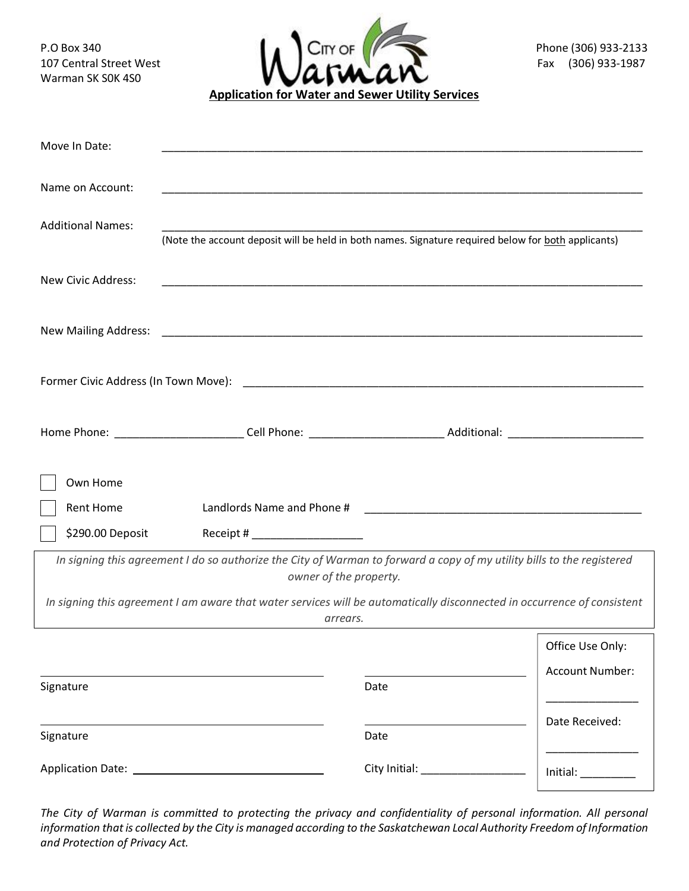P.O Box 340
107 Central Street West
Warman SK S0K 4S0

City of Warman

Phone (306) 933-2133
Fax (306) 933-1987

## Application for Water and Sewer Utility Services

Move In Date: ______________________________________________

Name on Account: ______________________________________________

Additional Names: ______________________________________________
(Note the account deposit will be held in both names. Signature required below for both applicants)

New Civic Address: ______________________________________________

New Mailing Address: ______________________________________________

Former Civic Address (In Town Move): ______________________________________________

Home Phone: ____________________ Cell Phone: ____________________ Additional: ____________________

☐ Own Home

☐ Rent Home Landlords Name and Phone # ______________________________________________

☐ $290.00 Deposit Receipt # __________________

*In signing this agreement I do so authorize the City of Warman to forward a copy of my utility bills to the registered owner of the property.*

*In signing this agreement I am aware that water services will be automatically disconnected in occurrence of consistent arrears.*

______________________________ ____________________
Signature Date

______________________________ ____________________
Signature Date

Application Date: ____________________ City Initial: ____________________

Office Use Only:

Account Number: ______________

Date Received: ______________

Initial: _________

*The City of Warman is committed to protecting the privacy and confidentiality of personal information. All personal information that is collected by the City is managed according to the Saskatchewan Local Authority Freedom of Information and Protection of Privacy Act.*